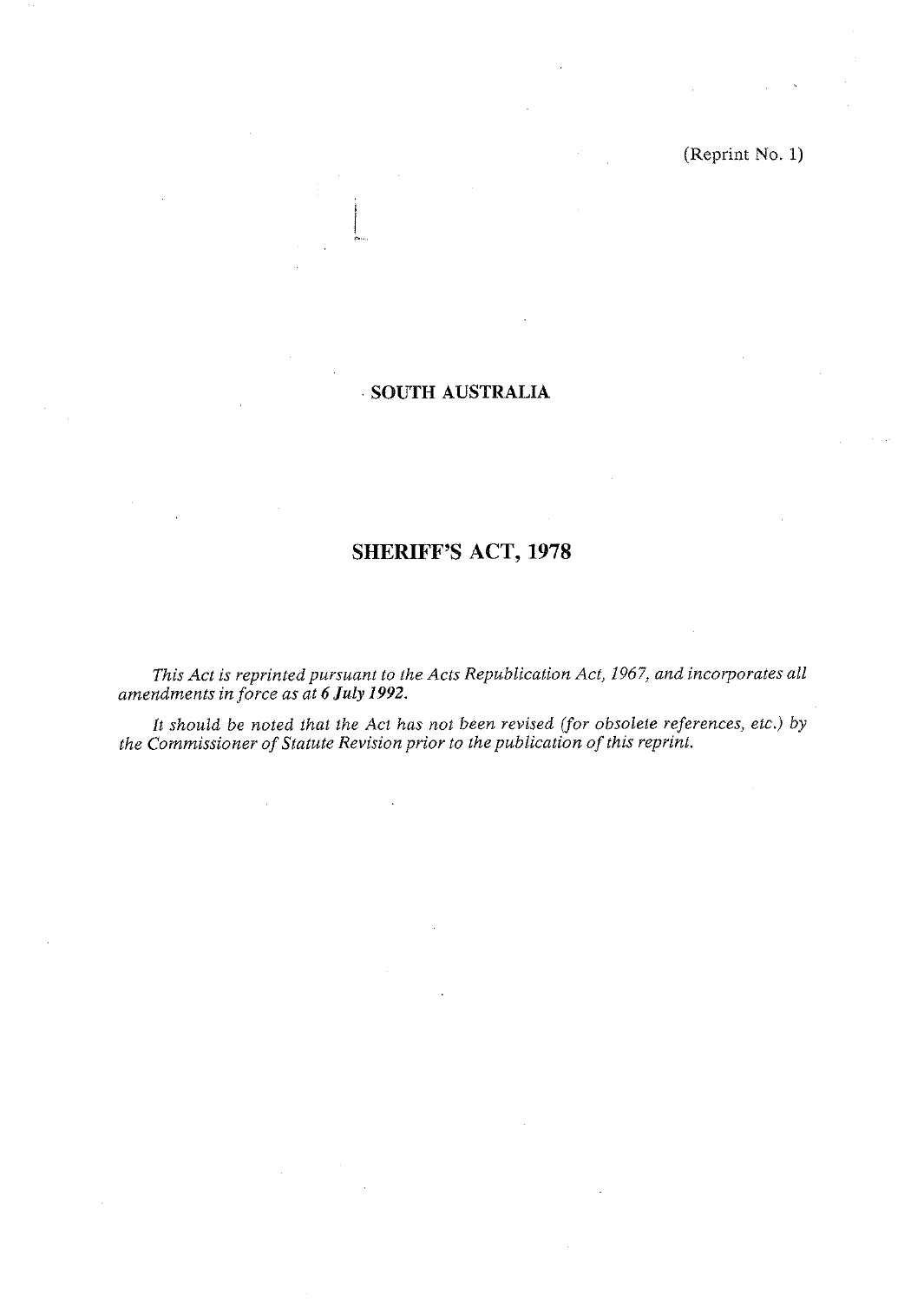(Reprint No. 1)

SOUTH AUSTRALIA

# SHERIFF'S ACT, 1978

*This Act is reprinted pursuant to the Acts Republication Act, 1967, and incorporates all amendments in force as at* ***6 July 1992.***

*It should be noted that the Act has not been revised (for obsolete references, etc.) by the Commissioner of Statute Revision prior to the publication of this reprint.*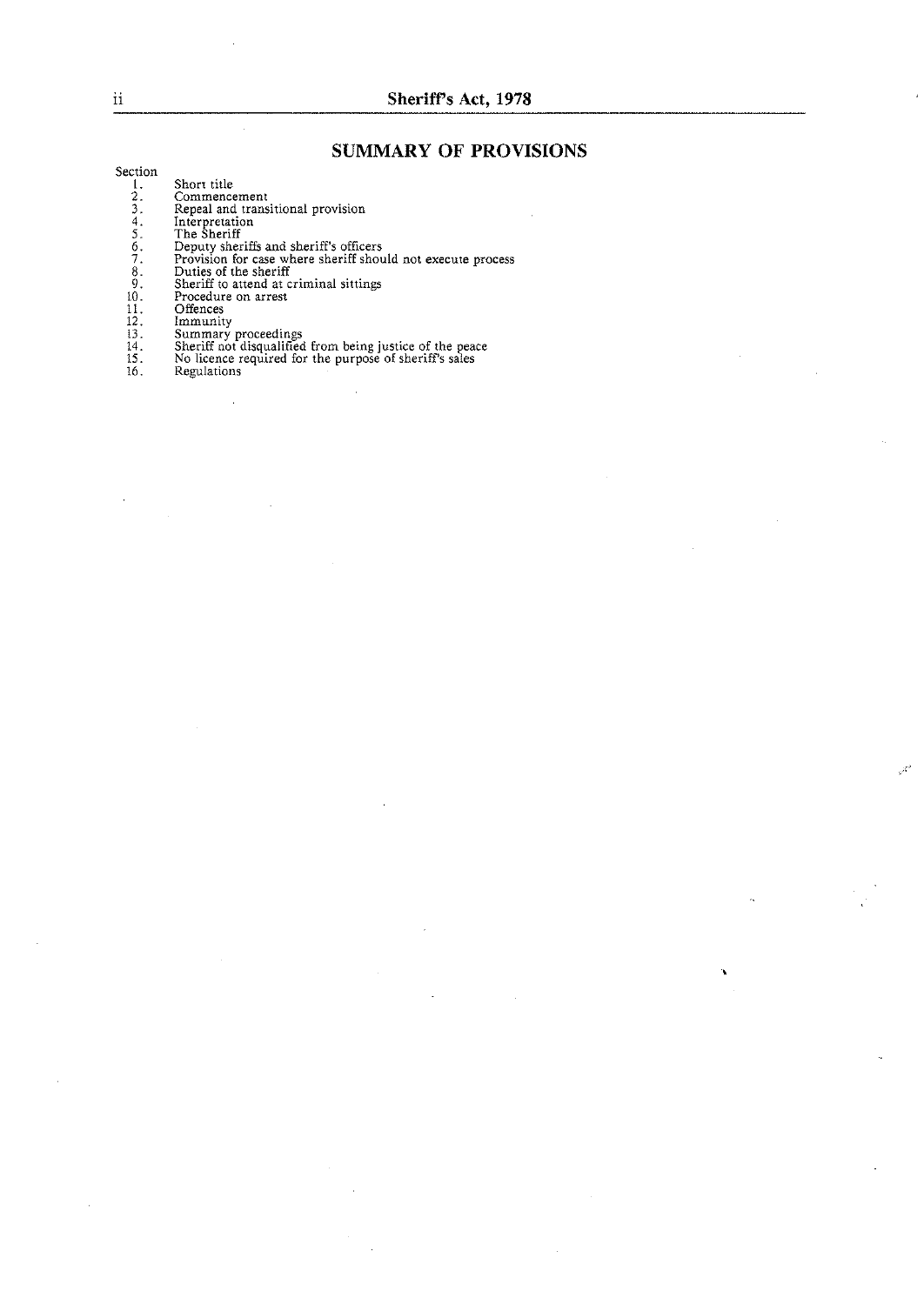## SUMMARY OF PROVISIONS

Section

1. Short title
2. Commencement
3. Repeal and transitional provision
4. Interpretation
5. The Sheriff
6. Deputy sheriffs and sheriff's officers
7. Provision for case where sheriff should not execute process
8. Duties of the sheriff
9. Sheriff to attend at criminal sittings
10. Procedure on arrest
11. Offences
12. Immunity
13. Summary proceedings
14. Sheriff not disqualified from being justice of the peace
15. No licence required for the purpose of sheriff's sales
16. Regulations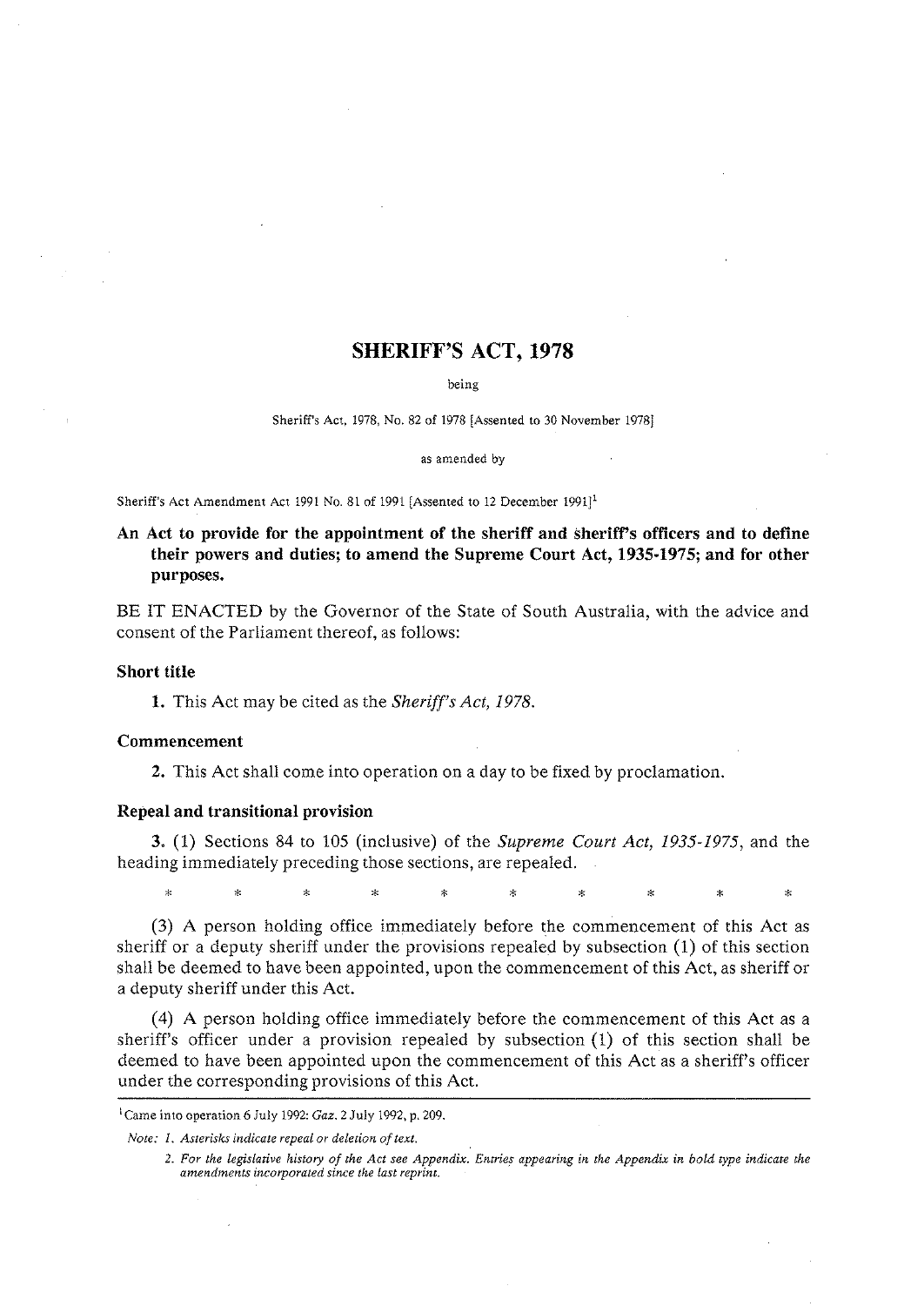# SHERIFF'S ACT, 1978

being

Sheriff's Act, 1978, No. 82 of 1978 [Assented to 30 November 1978]

as amended by

Sheriff's Act Amendment Act 1991 No. 81 of 1991 [Assented to 12 December 1991][1]

**An Act to provide for the appointment of the sheriff and sheriff's officers and to define their powers and duties; to amend the Supreme Court Act, 1935-1975; and for other purposes.**

BE IT ENACTED by the Governor of the State of South Australia, with the advice and consent of the Parliament thereof, as follows:

### Short title

**1.** This Act may be cited as the *Sheriff's Act, 1978*.

### Commencement

**2.** This Act shall come into operation on a day to be fixed by proclamation.

### Repeal and transitional provision

**3.** (1) Sections 84 to 105 (inclusive) of the *Supreme Court Act, 1935-1975*, and the heading immediately preceding those sections, are repealed.

\* \* \* \* \* \* \* \* \* \*

(3) A person holding office immediately before the commencement of this Act as sheriff or a deputy sheriff under the provisions repealed by subsection (1) of this section shall be deemed to have been appointed, upon the commencement of this Act, as sheriff or a deputy sheriff under this Act.

(4) A person holding office immediately before the commencement of this Act as a sheriff's officer under a provision repealed by subsection (1) of this section shall be deemed to have been appointed upon the commencement of this Act as a sheriff's officer under the corresponding provisions of this Act.

---

[1] Came into operation 6 July 1992: *Gaz.* 2 July 1992, p. 209.

*Note: 1. Asterisks indicate repeal or deletion of text.*

*2. For the legislative history of the Act see Appendix. Entries appearing in the Appendix in bold type indicate the amendments incorporated since the last reprint.*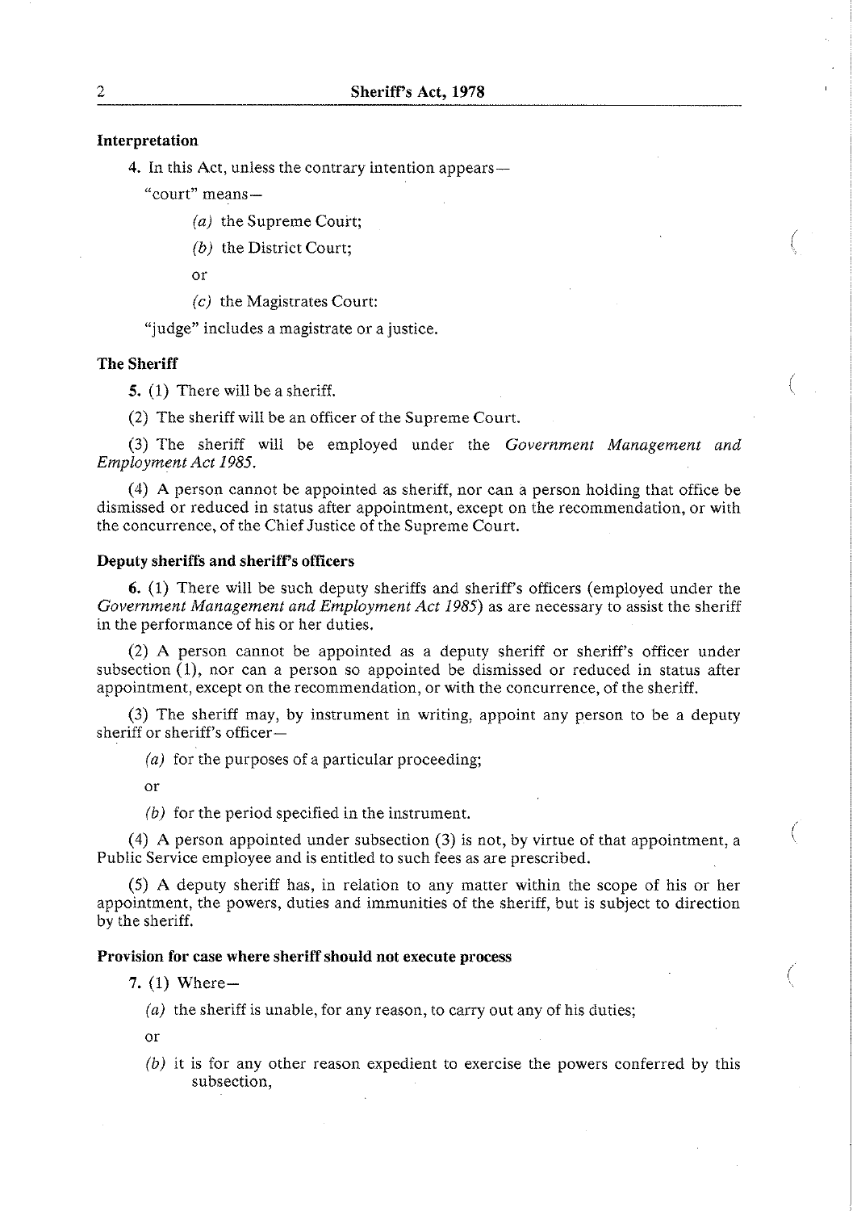**Interpretation**

4. In this Act, unless the contrary intention appears—

"court" means—

*(a)* the Supreme Court;

*(b)* the District Court;

or

*(c)* the Magistrates Court:

"judge" includes a magistrate or a justice.

**The Sheriff**

5. (1) There will be a sheriff.

(2) The sheriff will be an officer of the Supreme Court.

(3) The sheriff will be employed under the *Government Management and Employment Act 1985*.

(4) A person cannot be appointed as sheriff, nor can a person holding that office be dismissed or reduced in status after appointment, except on the recommendation, or with the concurrence, of the Chief Justice of the Supreme Court.

**Deputy sheriffs and sheriff's officers**

6. (1) There will be such deputy sheriffs and sheriff's officers (employed under the *Government Management and Employment Act 1985*) as are necessary to assist the sheriff in the performance of his or her duties.

(2) A person cannot be appointed as a deputy sheriff or sheriff's officer under subsection (1), nor can a person so appointed be dismissed or reduced in status after appointment, except on the recommendation, or with the concurrence, of the sheriff.

(3) The sheriff may, by instrument in writing, appoint any person to be a deputy sheriff or sheriff's officer—

*(a)* for the purposes of a particular proceeding;

or

*(b)* for the period specified in the instrument.

(4) A person appointed under subsection (3) is not, by virtue of that appointment, a Public Service employee and is entitled to such fees as are prescribed.

(5) A deputy sheriff has, in relation to any matter within the scope of his or her appointment, the powers, duties and immunities of the sheriff, but is subject to direction by the sheriff.

**Provision for case where sheriff should not execute process**

7. (1) Where—

*(a)* the sheriff is unable, for any reason, to carry out any of his duties;

or

*(b)* it is for any other reason expedient to exercise the powers conferred by this subsection,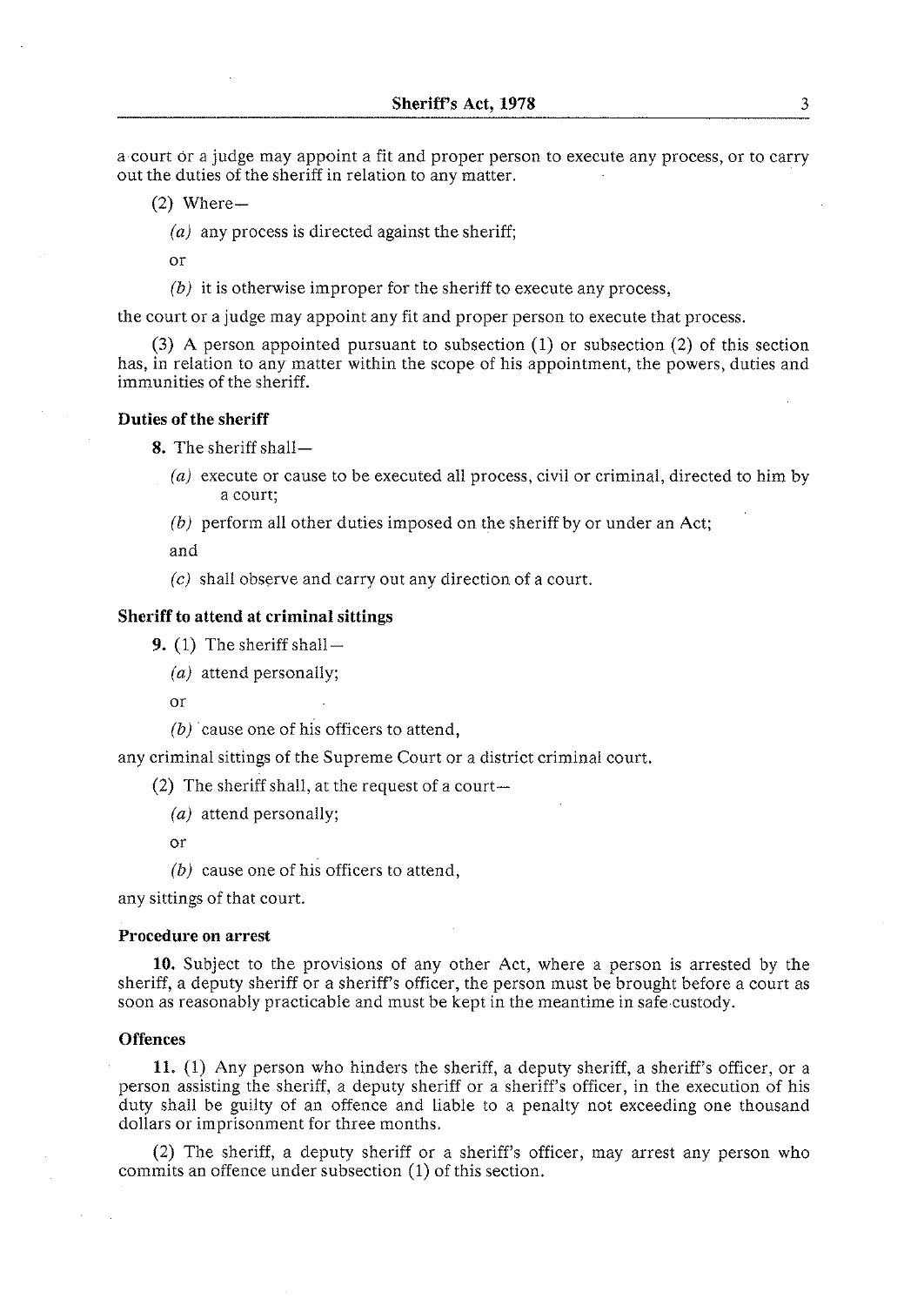a court or a judge may appoint a fit and proper person to execute any process, or to carry out the duties of the sheriff in relation to any matter.

(2) Where—

*(a)* any process is directed against the sheriff;

or

*(b)* it is otherwise improper for the sheriff to execute any process,

the court or a judge may appoint any fit and proper person to execute that process.

(3) A person appointed pursuant to subsection (1) or subsection (2) of this section has, in relation to any matter within the scope of his appointment, the powers, duties and immunities of the sheriff.

**Duties of the sheriff**

**8.** The sheriff shall—

*(a)* execute or cause to be executed all process, civil or criminal, directed to him by a court;

*(b)* perform all other duties imposed on the sheriff by or under an Act;

and

*(c)* shall observe and carry out any direction of a court.

**Sheriff to attend at criminal sittings**

**9.** (1) The sheriff shall—

*(a)* attend personally;

or

*(b)* cause one of his officers to attend,

any criminal sittings of the Supreme Court or a district criminal court.

(2) The sheriff shall, at the request of a court—

*(a)* attend personally;

or

*(b)* cause one of his officers to attend,

any sittings of that court.

**Procedure on arrest**

**10.** Subject to the provisions of any other Act, where a person is arrested by the sheriff, a deputy sheriff or a sheriff's officer, the person must be brought before a court as soon as reasonably practicable and must be kept in the meantime in safe custody.

**Offences**

**11.** (1) Any person who hinders the sheriff, a deputy sheriff, a sheriff's officer, or a person assisting the sheriff, a deputy sheriff or a sheriff's officer, in the execution of his duty shall be guilty of an offence and liable to a penalty not exceeding one thousand dollars or imprisonment for three months.

(2) The sheriff, a deputy sheriff or a sheriff's officer, may arrest any person who commits an offence under subsection (1) of this section.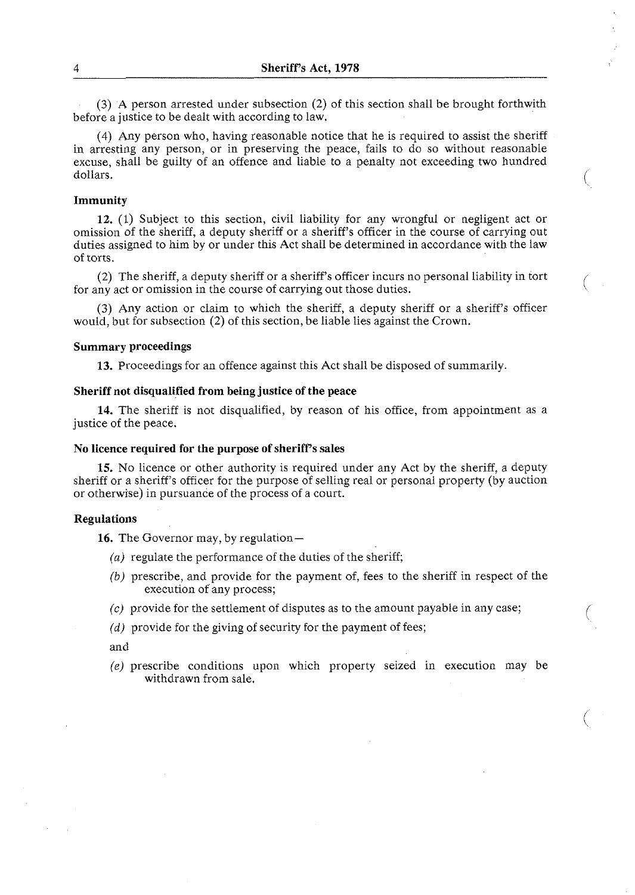(3) A person arrested under subsection (2) of this section shall be brought forthwith before a justice to be dealt with according to law.

(4) Any person who, having reasonable notice that he is required to assist the sheriff in arresting any person, or in preserving the peace, fails to do so without reasonable excuse, shall be guilty of an offence and liable to a penalty not exceeding two hundred dollars.

**Immunity**

**12.** (1) Subject to this section, civil liability for any wrongful or negligent act or omission of the sheriff, a deputy sheriff or a sheriff's officer in the course of carrying out duties assigned to him by or under this Act shall be determined in accordance with the law of torts.

(2) The sheriff, a deputy sheriff or a sheriff's officer incurs no personal liability in tort for any act or omission in the course of carrying out those duties.

(3) Any action or claim to which the sheriff, a deputy sheriff or a sheriff's officer would, but for subsection (2) of this section, be liable lies against the Crown.

**Summary proceedings**

**13.** Proceedings for an offence against this Act shall be disposed of summarily.

**Sheriff not disqualified from being justice of the peace**

**14.** The sheriff is not disqualified, by reason of his office, from appointment as a justice of the peace.

**No licence required for the purpose of sheriff's sales**

**15.** No licence or other authority is required under any Act by the sheriff, a deputy sheriff or a sheriff's officer for the purpose of selling real or personal property (by auction or otherwise) in pursuance of the process of a court.

**Regulations**

**16.** The Governor may, by regulation—

*(a)* regulate the performance of the duties of the sheriff;

*(b)* prescribe, and provide for the payment of, fees to the sheriff in respect of the execution of any process;

*(c)* provide for the settlement of disputes as to the amount payable in any case;

*(d)* provide for the giving of security for the payment of fees;

and

*(e)* prescribe conditions upon which property seized in execution may be withdrawn from sale.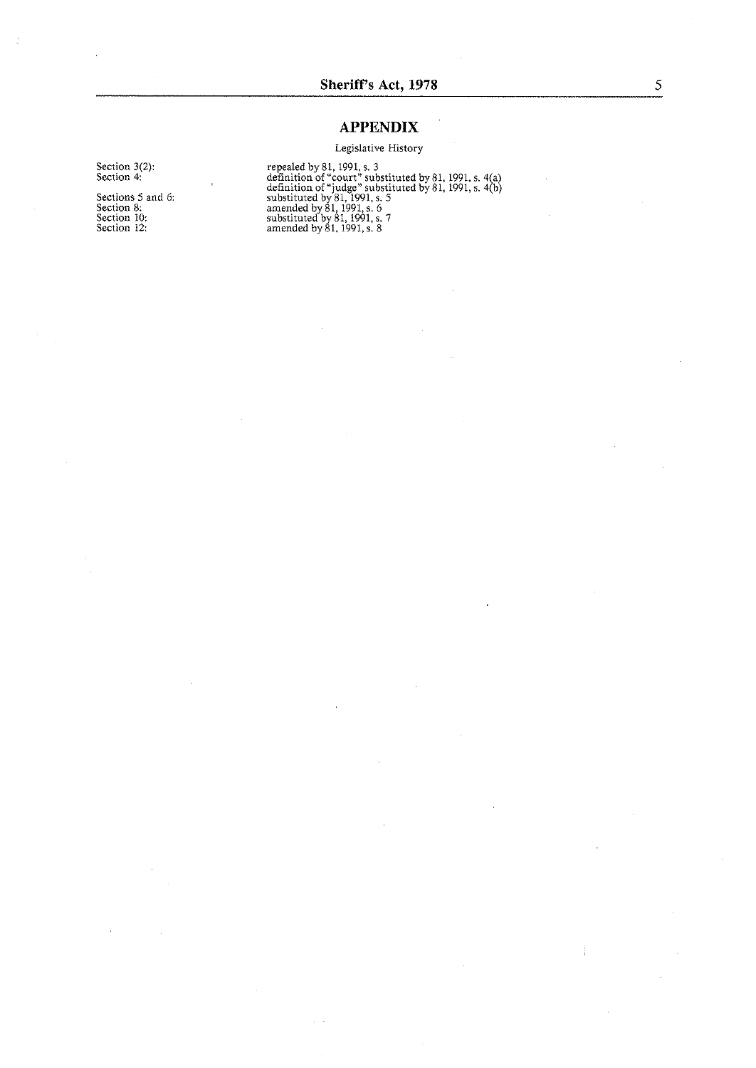## APPENDIX

Legislative History

| | |
|---|---|
| Section 3(2): | repealed by 81, 1991, s. 3 |
| Section 4: | definition of "court" substituted by 81, 1991, s. 4(a) |
| | definition of "judge" substituted by 81, 1991, s. 4(b) |
| Sections 5 and 6: | substituted by 81, 1991, s. 5 |
| Section 8: | amended by 81, 1991, s. 6 |
| Section 10: | substituted by 81, 1991, s. 7 |
| Section 12: | amended by 81, 1991, s. 8 |